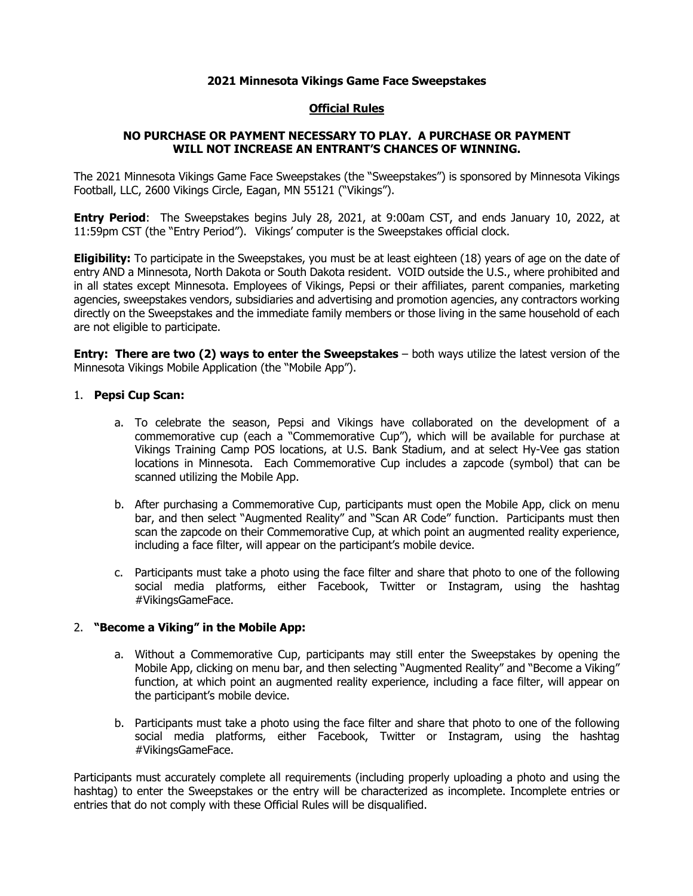# 2021 Minnesota Vikings Game Face Sweepstakes

## Official Rules

**NO PURCHASE OR PAYMENT NECESSARY TO PLAY. A PURCHASE OR PAYMENT WILL NOT INCREASE AN ENTRANT'S CHANCES OF WINNING.**

The 2021 Minnesota Vikings Game Face Sweepstakes (the "Sweepstakes") is sponsored by Minnesota Vikings Football, LLC, 2600 Vikings Circle, Eagan, MN 55121 ("Vikings").

**Entry Period**: The Sweepstakes begins July 28, 2021, at 9:00am CST, and ends January 10, 2022, at 11:59pm CST (the "Entry Period"). Vikings' computer is the Sweepstakes official clock.

**Eligibility:** To participate in the Sweepstakes, you must be at least eighteen (18) years of age on the date of entry AND a Minnesota, North Dakota or South Dakota resident. VOID outside the U.S., where prohibited and in all states except Minnesota. Employees of Vikings, Pepsi or their affiliates, parent companies, marketing agencies, sweepstakes vendors, subsidiaries and advertising and promotion agencies, any contractors working directly on the Sweepstakes and the immediate family members or those living in the same household of each are not eligible to participate.

**Entry: There are two (2) ways to enter the Sweepstakes** – both ways utilize the latest version of the Minnesota Vikings Mobile Application (the "Mobile App").

1. **Pepsi Cup Scan:**

   a. To celebrate the season, Pepsi and Vikings have collaborated on the development of a commemorative cup (each a "Commemorative Cup"), which will be available for purchase at Vikings Training Camp POS locations, at U.S. Bank Stadium, and at select Hy-Vee gas station locations in Minnesota. Each Commemorative Cup includes a zapcode (symbol) that can be scanned utilizing the Mobile App.

   b. After purchasing a Commemorative Cup, participants must open the Mobile App, click on menu bar, and then select "Augmented Reality" and "Scan AR Code" function. Participants must then scan the zapcode on their Commemorative Cup, at which point an augmented reality experience, including a face filter, will appear on the participant's mobile device.

   c. Participants must take a photo using the face filter and share that photo to one of the following social media platforms, either Facebook, Twitter or Instagram, using the hashtag #VikingsGameFace.

2. **"Become a Viking" in the Mobile App:**

   a. Without a Commemorative Cup, participants may still enter the Sweepstakes by opening the Mobile App, clicking on menu bar, and then selecting "Augmented Reality" and "Become a Viking" function, at which point an augmented reality experience, including a face filter, will appear on the participant's mobile device.

   b. Participants must take a photo using the face filter and share that photo to one of the following social media platforms, either Facebook, Twitter or Instagram, using the hashtag #VikingsGameFace.

Participants must accurately complete all requirements (including properly uploading a photo and using the hashtag) to enter the Sweepstakes or the entry will be characterized as incomplete. Incomplete entries or entries that do not comply with these Official Rules will be disqualified.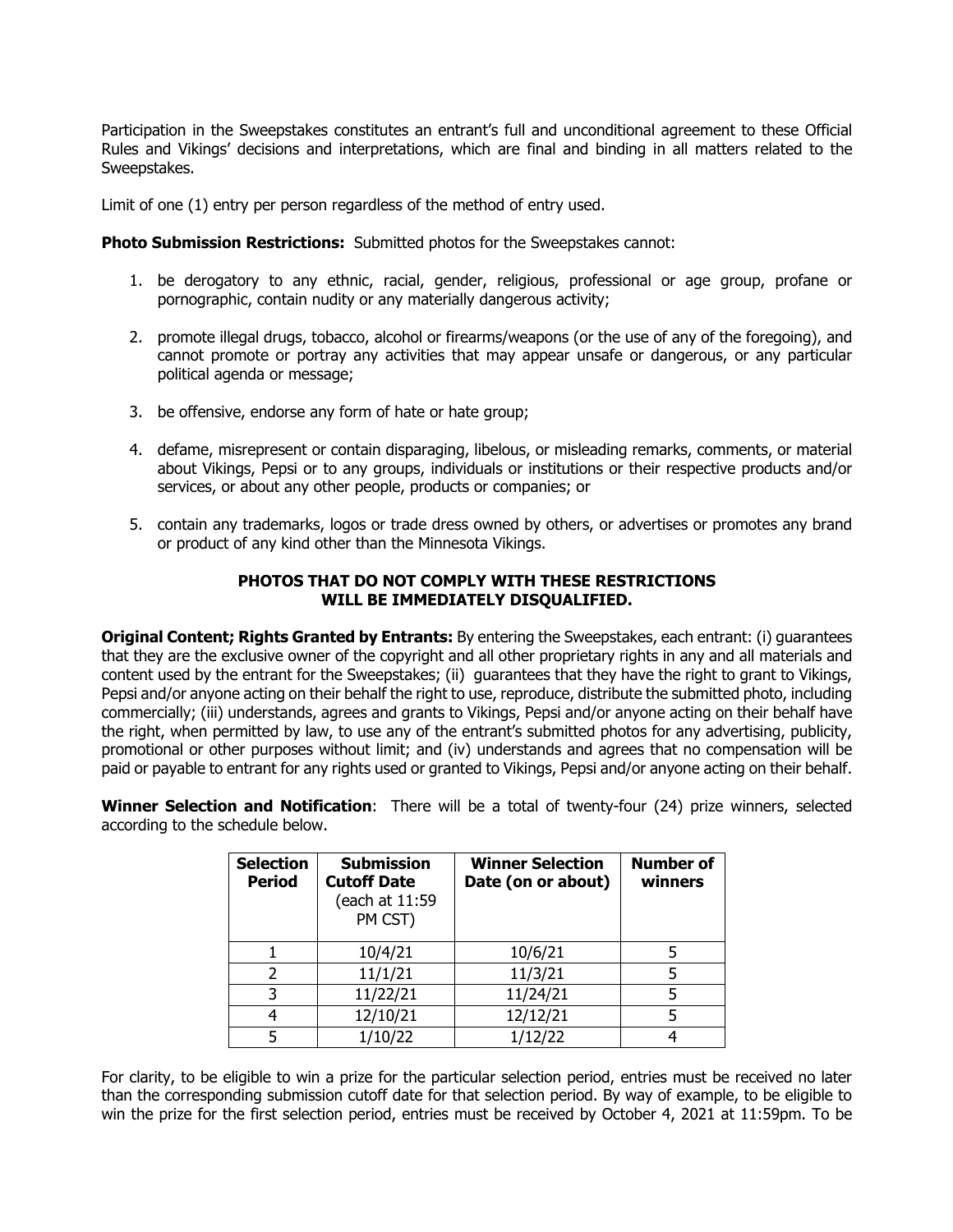Participation in the Sweepstakes constitutes an entrant's full and unconditional agreement to these Official Rules and Vikings' decisions and interpretations, which are final and binding in all matters related to the Sweepstakes.

Limit of one (1) entry per person regardless of the method of entry used.

**Photo Submission Restrictions:** Submitted photos for the Sweepstakes cannot:

1. be derogatory to any ethnic, racial, gender, religious, professional or age group, profane or pornographic, contain nudity or any materially dangerous activity;
2. promote illegal drugs, tobacco, alcohol or firearms/weapons (or the use of any of the foregoing), and cannot promote or portray any activities that may appear unsafe or dangerous, or any particular political agenda or message;
3. be offensive, endorse any form of hate or hate group;
4. defame, misrepresent or contain disparaging, libelous, or misleading remarks, comments, or material about Vikings, Pepsi or to any groups, individuals or institutions or their respective products and/or services, or about any other people, products or companies; or
5. contain any trademarks, logos or trade dress owned by others, or advertises or promotes any brand or product of any kind other than the Minnesota Vikings.

**PHOTOS THAT DO NOT COMPLY WITH THESE RESTRICTIONS WILL BE IMMEDIATELY DISQUALIFIED.**

**Original Content; Rights Granted by Entrants:** By entering the Sweepstakes, each entrant: (i) guarantees that they are the exclusive owner of the copyright and all other proprietary rights in any and all materials and content used by the entrant for the Sweepstakes; (ii) guarantees that they have the right to grant to Vikings, Pepsi and/or anyone acting on their behalf the right to use, reproduce, distribute the submitted photo, including commercially; (iii) understands, agrees and grants to Vikings, Pepsi and/or anyone acting on their behalf have the right, when permitted by law, to use any of the entrant's submitted photos for any advertising, publicity, promotional or other purposes without limit; and (iv) understands and agrees that no compensation will be paid or payable to entrant for any rights used or granted to Vikings, Pepsi and/or anyone acting on their behalf.

**Winner Selection and Notification**: There will be a total of twenty-four (24) prize winners, selected according to the schedule below.

| **Selection Period** | **Submission Cutoff Date** (each at 11:59 PM CST) | **Winner Selection Date (on or about)** | **Number of winners** |
|---|---|---|---|
| 1 | 10/4/21 | 10/6/21 | 5 |
| 2 | 11/1/21 | 11/3/21 | 5 |
| 3 | 11/22/21 | 11/24/21 | 5 |
| 4 | 12/10/21 | 12/12/21 | 5 |
| 5 | 1/10/22 | 1/12/22 | 4 |

For clarity, to be eligible to win a prize for the particular selection period, entries must be received no later than the corresponding submission cutoff date for that selection period. By way of example, to be eligible to win the prize for the first selection period, entries must be received by October 4, 2021 at 11:59pm. To be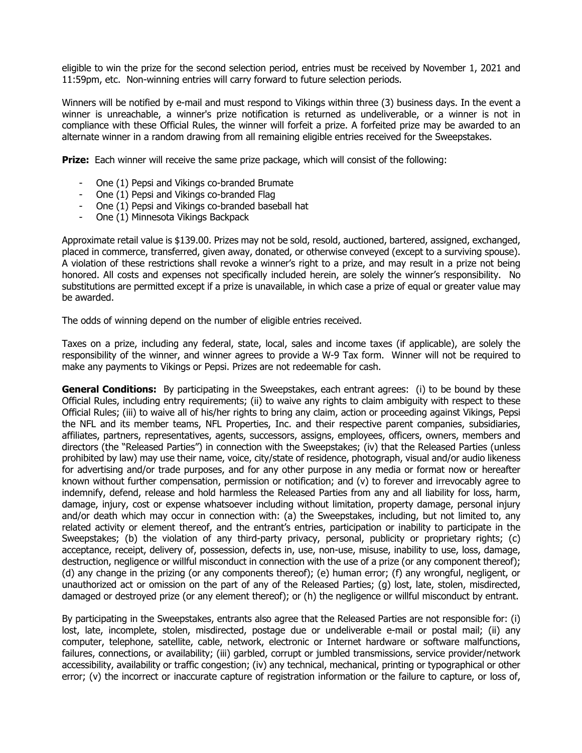eligible to win the prize for the second selection period, entries must be received by November 1, 2021 and 11:59pm, etc. Non-winning entries will carry forward to future selection periods.

Winners will be notified by e-mail and must respond to Vikings within three (3) business days. In the event a winner is unreachable, a winner's prize notification is returned as undeliverable, or a winner is not in compliance with these Official Rules, the winner will forfeit a prize. A forfeited prize may be awarded to an alternate winner in a random drawing from all remaining eligible entries received for the Sweepstakes.

**Prize:** Each winner will receive the same prize package, which will consist of the following:

- One (1) Pepsi and Vikings co-branded Brumate
- One (1) Pepsi and Vikings co-branded Flag
- One (1) Pepsi and Vikings co-branded baseball hat
- One (1) Minnesota Vikings Backpack

Approximate retail value is $139.00. Prizes may not be sold, resold, auctioned, bartered, assigned, exchanged, placed in commerce, transferred, given away, donated, or otherwise conveyed (except to a surviving spouse). A violation of these restrictions shall revoke a winner's right to a prize, and may result in a prize not being honored. All costs and expenses not specifically included herein, are solely the winner's responsibility. No substitutions are permitted except if a prize is unavailable, in which case a prize of equal or greater value may be awarded.

The odds of winning depend on the number of eligible entries received.

Taxes on a prize, including any federal, state, local, sales and income taxes (if applicable), are solely the responsibility of the winner, and winner agrees to provide a W-9 Tax form. Winner will not be required to make any payments to Vikings or Pepsi. Prizes are not redeemable for cash.

**General Conditions:** By participating in the Sweepstakes, each entrant agrees: (i) to be bound by these Official Rules, including entry requirements; (ii) to waive any rights to claim ambiguity with respect to these Official Rules; (iii) to waive all of his/her rights to bring any claim, action or proceeding against Vikings, Pepsi the NFL and its member teams, NFL Properties, Inc. and their respective parent companies, subsidiaries, affiliates, partners, representatives, agents, successors, assigns, employees, officers, owners, members and directors (the "Released Parties") in connection with the Sweepstakes; (iv) that the Released Parties (unless prohibited by law) may use their name, voice, city/state of residence, photograph, visual and/or audio likeness for advertising and/or trade purposes, and for any other purpose in any media or format now or hereafter known without further compensation, permission or notification; and (v) to forever and irrevocably agree to indemnify, defend, release and hold harmless the Released Parties from any and all liability for loss, harm, damage, injury, cost or expense whatsoever including without limitation, property damage, personal injury and/or death which may occur in connection with: (a) the Sweepstakes, including, but not limited to, any related activity or element thereof, and the entrant's entries, participation or inability to participate in the Sweepstakes; (b) the violation of any third-party privacy, personal, publicity or proprietary rights; (c) acceptance, receipt, delivery of, possession, defects in, use, non-use, misuse, inability to use, loss, damage, destruction, negligence or willful misconduct in connection with the use of a prize (or any component thereof); (d) any change in the prizing (or any components thereof); (e) human error; (f) any wrongful, negligent, or unauthorized act or omission on the part of any of the Released Parties; (g) lost, late, stolen, misdirected, damaged or destroyed prize (or any element thereof); or (h) the negligence or willful misconduct by entrant.

By participating in the Sweepstakes, entrants also agree that the Released Parties are not responsible for: (i) lost, late, incomplete, stolen, misdirected, postage due or undeliverable e-mail or postal mail; (ii) any computer, telephone, satellite, cable, network, electronic or Internet hardware or software malfunctions, failures, connections, or availability; (iii) garbled, corrupt or jumbled transmissions, service provider/network accessibility, availability or traffic congestion; (iv) any technical, mechanical, printing or typographical or other error; (v) the incorrect or inaccurate capture of registration information or the failure to capture, or loss of,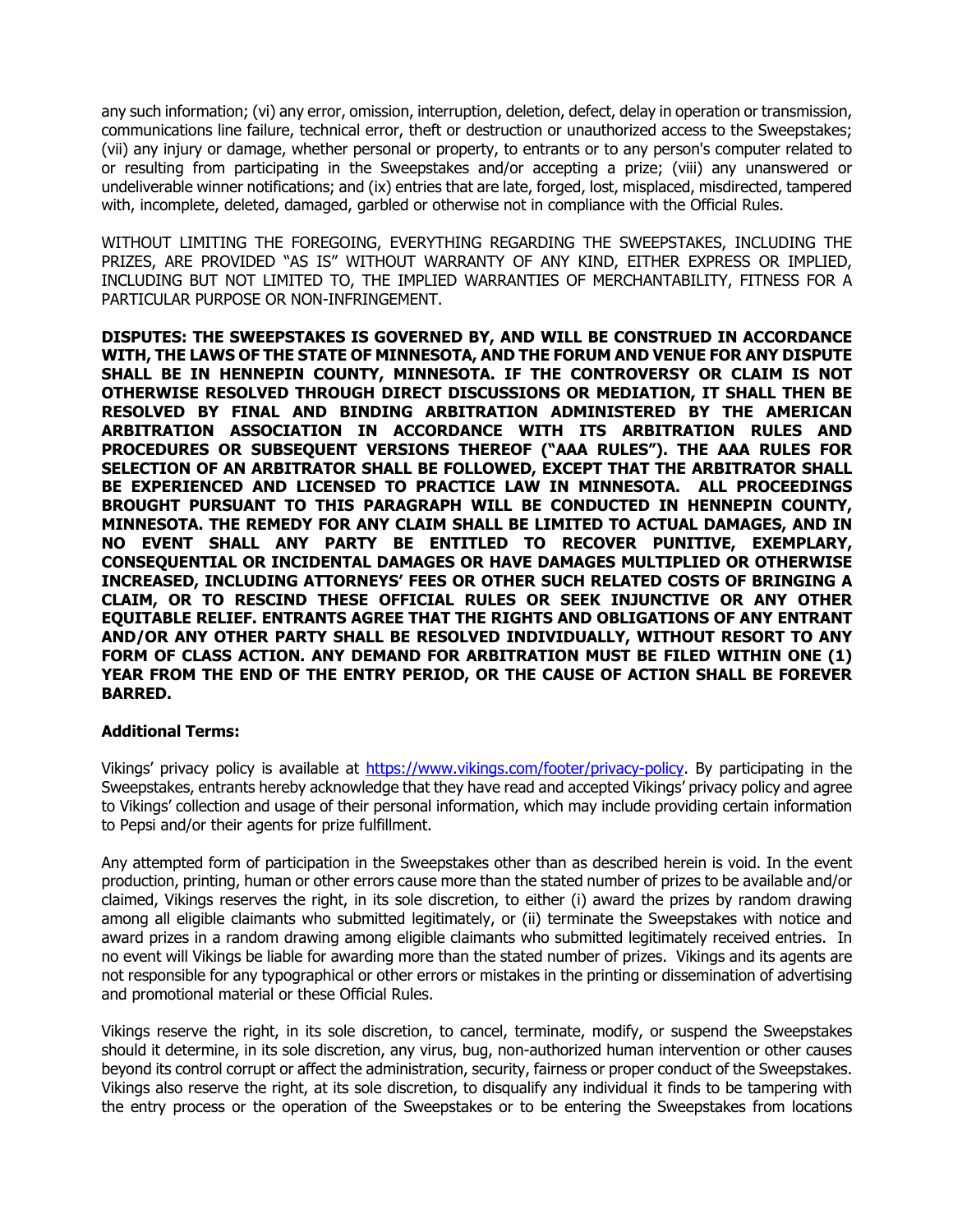any such information; (vi) any error, omission, interruption, deletion, defect, delay in operation or transmission, communications line failure, technical error, theft or destruction or unauthorized access to the Sweepstakes; (vii) any injury or damage, whether personal or property, to entrants or to any person's computer related to or resulting from participating in the Sweepstakes and/or accepting a prize; (viii) any unanswered or undeliverable winner notifications; and (ix) entries that are late, forged, lost, misplaced, misdirected, tampered with, incomplete, deleted, damaged, garbled or otherwise not in compliance with the Official Rules.

WITHOUT LIMITING THE FOREGOING, EVERYTHING REGARDING THE SWEEPSTAKES, INCLUDING THE PRIZES, ARE PROVIDED "AS IS" WITHOUT WARRANTY OF ANY KIND, EITHER EXPRESS OR IMPLIED, INCLUDING BUT NOT LIMITED TO, THE IMPLIED WARRANTIES OF MERCHANTABILITY, FITNESS FOR A PARTICULAR PURPOSE OR NON-INFRINGEMENT.

**DISPUTES: THE SWEEPSTAKES IS GOVERNED BY, AND WILL BE CONSTRUED IN ACCORDANCE WITH, THE LAWS OF THE STATE OF MINNESOTA, AND THE FORUM AND VENUE FOR ANY DISPUTE SHALL BE IN HENNEPIN COUNTY, MINNESOTA. IF THE CONTROVERSY OR CLAIM IS NOT OTHERWISE RESOLVED THROUGH DIRECT DISCUSSIONS OR MEDIATION, IT SHALL THEN BE RESOLVED BY FINAL AND BINDING ARBITRATION ADMINISTERED BY THE AMERICAN ARBITRATION ASSOCIATION IN ACCORDANCE WITH ITS ARBITRATION RULES AND PROCEDURES OR SUBSEQUENT VERSIONS THEREOF ("AAA RULES"). THE AAA RULES FOR SELECTION OF AN ARBITRATOR SHALL BE FOLLOWED, EXCEPT THAT THE ARBITRATOR SHALL BE EXPERIENCED AND LICENSED TO PRACTICE LAW IN MINNESOTA. ALL PROCEEDINGS BROUGHT PURSUANT TO THIS PARAGRAPH WILL BE CONDUCTED IN HENNEPIN COUNTY, MINNESOTA. THE REMEDY FOR ANY CLAIM SHALL BE LIMITED TO ACTUAL DAMAGES, AND IN NO EVENT SHALL ANY PARTY BE ENTITLED TO RECOVER PUNITIVE, EXEMPLARY, CONSEQUENTIAL OR INCIDENTAL DAMAGES OR HAVE DAMAGES MULTIPLIED OR OTHERWISE INCREASED, INCLUDING ATTORNEYS' FEES OR OTHER SUCH RELATED COSTS OF BRINGING A CLAIM, OR TO RESCIND THESE OFFICIAL RULES OR SEEK INJUNCTIVE OR ANY OTHER EQUITABLE RELIEF. ENTRANTS AGREE THAT THE RIGHTS AND OBLIGATIONS OF ANY ENTRANT AND/OR ANY OTHER PARTY SHALL BE RESOLVED INDIVIDUALLY, WITHOUT RESORT TO ANY FORM OF CLASS ACTION. ANY DEMAND FOR ARBITRATION MUST BE FILED WITHIN ONE (1) YEAR FROM THE END OF THE ENTRY PERIOD, OR THE CAUSE OF ACTION SHALL BE FOREVER BARRED.**

**Additional Terms:**

Vikings' privacy policy is available at [https://www.vikings.com/footer/privacy-policy](https://www.vikings.com/footer/privacy-policy). By participating in the Sweepstakes, entrants hereby acknowledge that they have read and accepted Vikings' privacy policy and agree to Vikings' collection and usage of their personal information, which may include providing certain information to Pepsi and/or their agents for prize fulfillment.

Any attempted form of participation in the Sweepstakes other than as described herein is void. In the event production, printing, human or other errors cause more than the stated number of prizes to be available and/or claimed, Vikings reserves the right, in its sole discretion, to either (i) award the prizes by random drawing among all eligible claimants who submitted legitimately, or (ii) terminate the Sweepstakes with notice and award prizes in a random drawing among eligible claimants who submitted legitimately received entries. In no event will Vikings be liable for awarding more than the stated number of prizes. Vikings and its agents are not responsible for any typographical or other errors or mistakes in the printing or dissemination of advertising and promotional material or these Official Rules.

Vikings reserve the right, in its sole discretion, to cancel, terminate, modify, or suspend the Sweepstakes should it determine, in its sole discretion, any virus, bug, non-authorized human intervention or other causes beyond its control corrupt or affect the administration, security, fairness or proper conduct of the Sweepstakes. Vikings also reserve the right, at its sole discretion, to disqualify any individual it finds to be tampering with the entry process or the operation of the Sweepstakes or to be entering the Sweepstakes from locations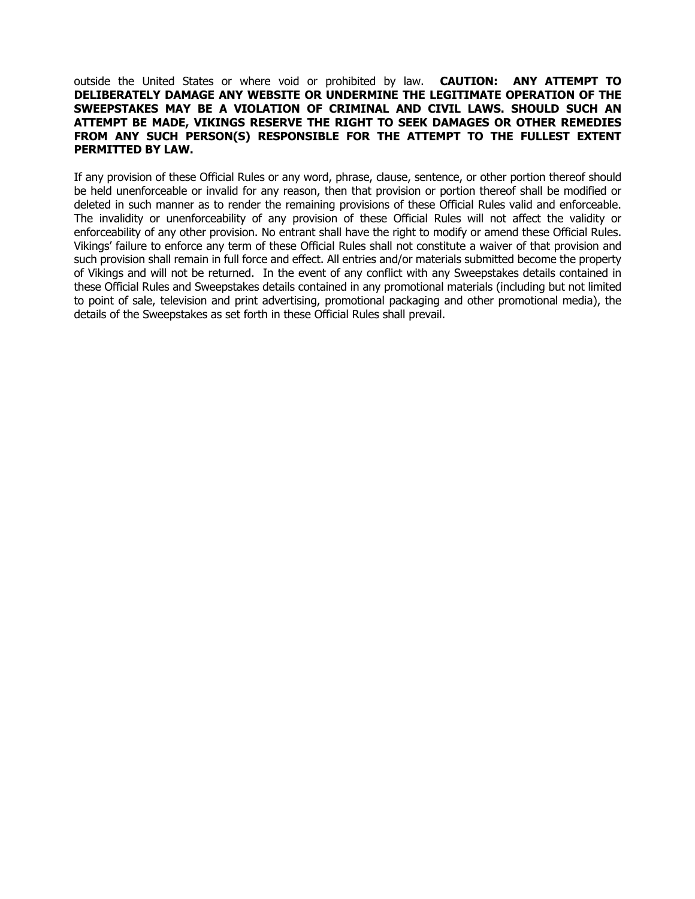outside the United States or where void or prohibited by law. **CAUTION: ANY ATTEMPT TO DELIBERATELY DAMAGE ANY WEBSITE OR UNDERMINE THE LEGITIMATE OPERATION OF THE SWEEPSTAKES MAY BE A VIOLATION OF CRIMINAL AND CIVIL LAWS. SHOULD SUCH AN ATTEMPT BE MADE, VIKINGS RESERVE THE RIGHT TO SEEK DAMAGES OR OTHER REMEDIES FROM ANY SUCH PERSON(S) RESPONSIBLE FOR THE ATTEMPT TO THE FULLEST EXTENT PERMITTED BY LAW.**

If any provision of these Official Rules or any word, phrase, clause, sentence, or other portion thereof should be held unenforceable or invalid for any reason, then that provision or portion thereof shall be modified or deleted in such manner as to render the remaining provisions of these Official Rules valid and enforceable. The invalidity or unenforceability of any provision of these Official Rules will not affect the validity or enforceability of any other provision. No entrant shall have the right to modify or amend these Official Rules. Vikings' failure to enforce any term of these Official Rules shall not constitute a waiver of that provision and such provision shall remain in full force and effect. All entries and/or materials submitted become the property of Vikings and will not be returned. In the event of any conflict with any Sweepstakes details contained in these Official Rules and Sweepstakes details contained in any promotional materials (including but not limited to point of sale, television and print advertising, promotional packaging and other promotional media), the details of the Sweepstakes as set forth in these Official Rules shall prevail.